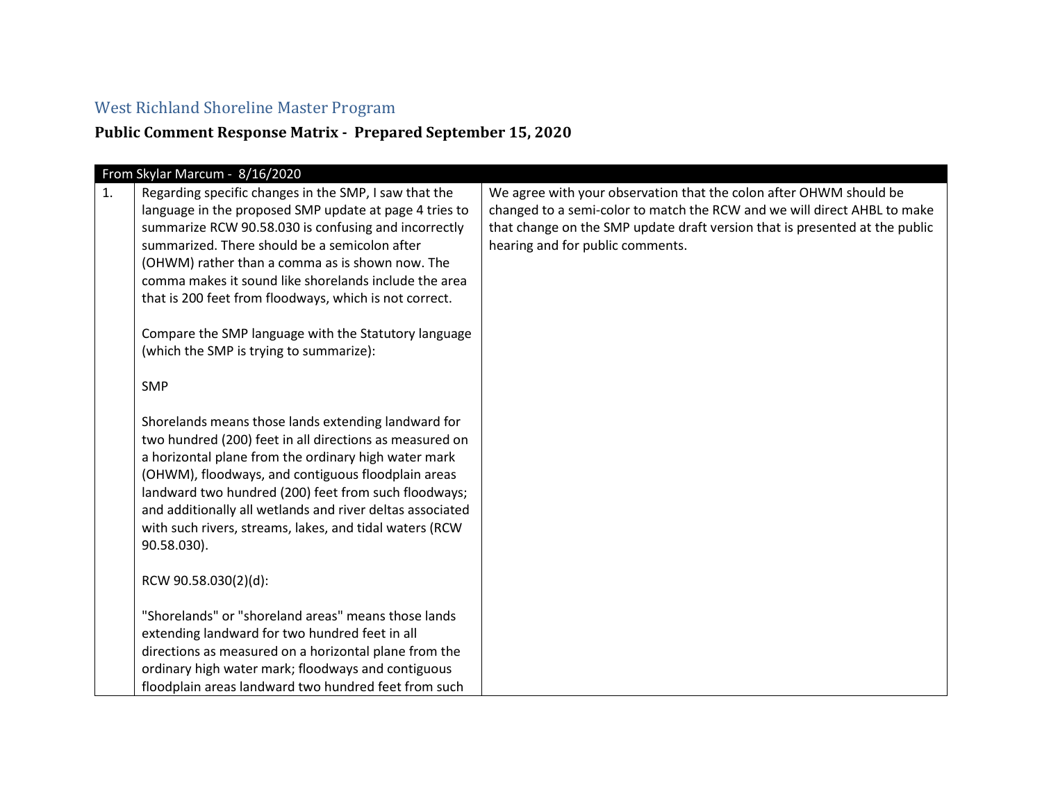# West Richland Shoreline Master Program

## Public Comment Response Matrix - Prepared September 15, 2020

| From Skylar Marcum - 8/16/2020 | | |
|---|---|---|
| 1. | Regarding specific changes in the SMP, I saw that the language in the proposed SMP update at page 4 tries to summarize RCW 90.58.030 is confusing and incorrectly summarized. There should be a semicolon after (OHWM) rather than a comma as is shown now. The comma makes it sound like shorelands include the area that is 200 feet from floodways, which is not correct.<br><br>Compare the SMP language with the Statutory language (which the SMP is trying to summarize):<br><br>SMP<br><br>Shorelands means those lands extending landward for two hundred (200) feet in all directions as measured on a horizontal plane from the ordinary high water mark (OHWM), floodways, and contiguous floodplain areas landward two hundred (200) feet from such floodways; and additionally all wetlands and river deltas associated with such rivers, streams, lakes, and tidal waters (RCW 90.58.030).<br><br>RCW 90.58.030(2)(d):<br><br>"Shorelands" or "shoreland areas" means those lands extending landward for two hundred feet in all directions as measured on a horizontal plane from the ordinary high water mark; floodways and contiguous floodplain areas landward two hundred feet from such | We agree with your observation that the colon after OHWM should be changed to a semi-color to match the RCW and we will direct AHBL to make that change on the SMP update draft version that is presented at the public hearing and for public comments. |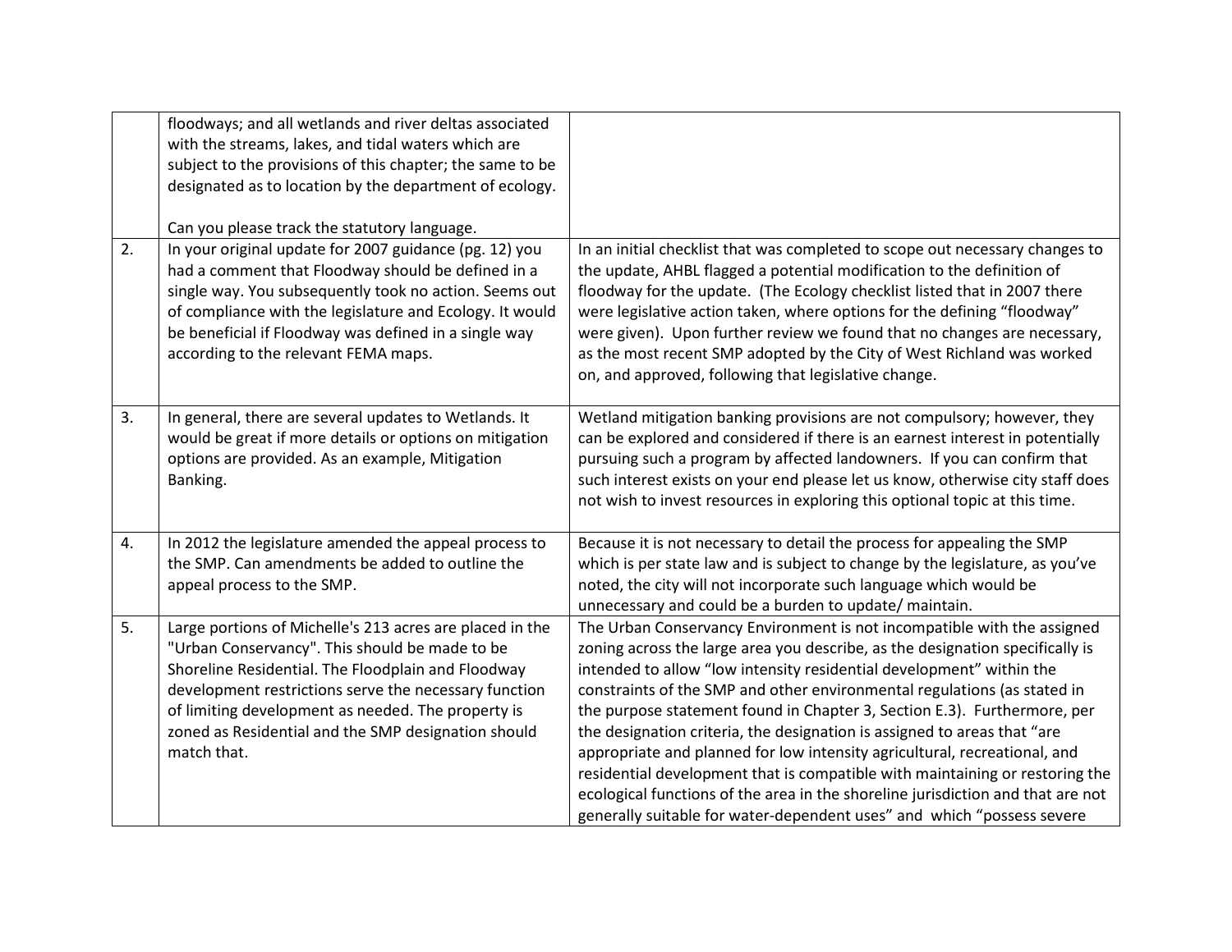| | | |
|---|---|---|
| | floodways; and all wetlands and river deltas associated with the streams, lakes, and tidal waters which are subject to the provisions of this chapter; the same to be designated as to location by the department of ecology.<br><br>Can you please track the statutory language. | |
| 2. | In your original update for 2007 guidance (pg. 12) you had a comment that Floodway should be defined in a single way. You subsequently took no action. Seems out of compliance with the legislature and Ecology. It would be beneficial if Floodway was defined in a single way according to the relevant FEMA maps. | In an initial checklist that was completed to scope out necessary changes to the update, AHBL flagged a potential modification to the definition of floodway for the update. (The Ecology checklist listed that in 2007 there were legislative action taken, where options for the defining "floodway" were given). Upon further review we found that no changes are necessary, as the most recent SMP adopted by the City of West Richland was worked on, and approved, following that legislative change. |
| 3. | In general, there are several updates to Wetlands. It would be great if more details or options on mitigation options are provided. As an example, Mitigation Banking. | Wetland mitigation banking provisions are not compulsory; however, they can be explored and considered if there is an earnest interest in potentially pursuing such a program by affected landowners. If you can confirm that such interest exists on your end please let us know, otherwise city staff does not wish to invest resources in exploring this optional topic at this time. |
| 4. | In 2012 the legislature amended the appeal process to the SMP. Can amendments be added to outline the appeal process to the SMP. | Because it is not necessary to detail the process for appealing the SMP which is per state law and is subject to change by the legislature, as you've noted, the city will not incorporate such language which would be unnecessary and could be a burden to update/ maintain. |
| 5. | Large portions of Michelle's 213 acres are placed in the "Urban Conservancy". This should be made to be Shoreline Residential. The Floodplain and Floodway development restrictions serve the necessary function of limiting development as needed. The property is zoned as Residential and the SMP designation should match that. | The Urban Conservancy Environment is not incompatible with the assigned zoning across the large area you describe, as the designation specifically is intended to allow "low intensity residential development" within the constraints of the SMP and other environmental regulations (as stated in the purpose statement found in Chapter 3, Section E.3). Furthermore, per the designation criteria, the designation is assigned to areas that "are appropriate and planned for low intensity agricultural, recreational, and residential development that is compatible with maintaining or restoring the ecological functions of the area in the shoreline jurisdiction and that are not generally suitable for water-dependent uses" and which "possess severe |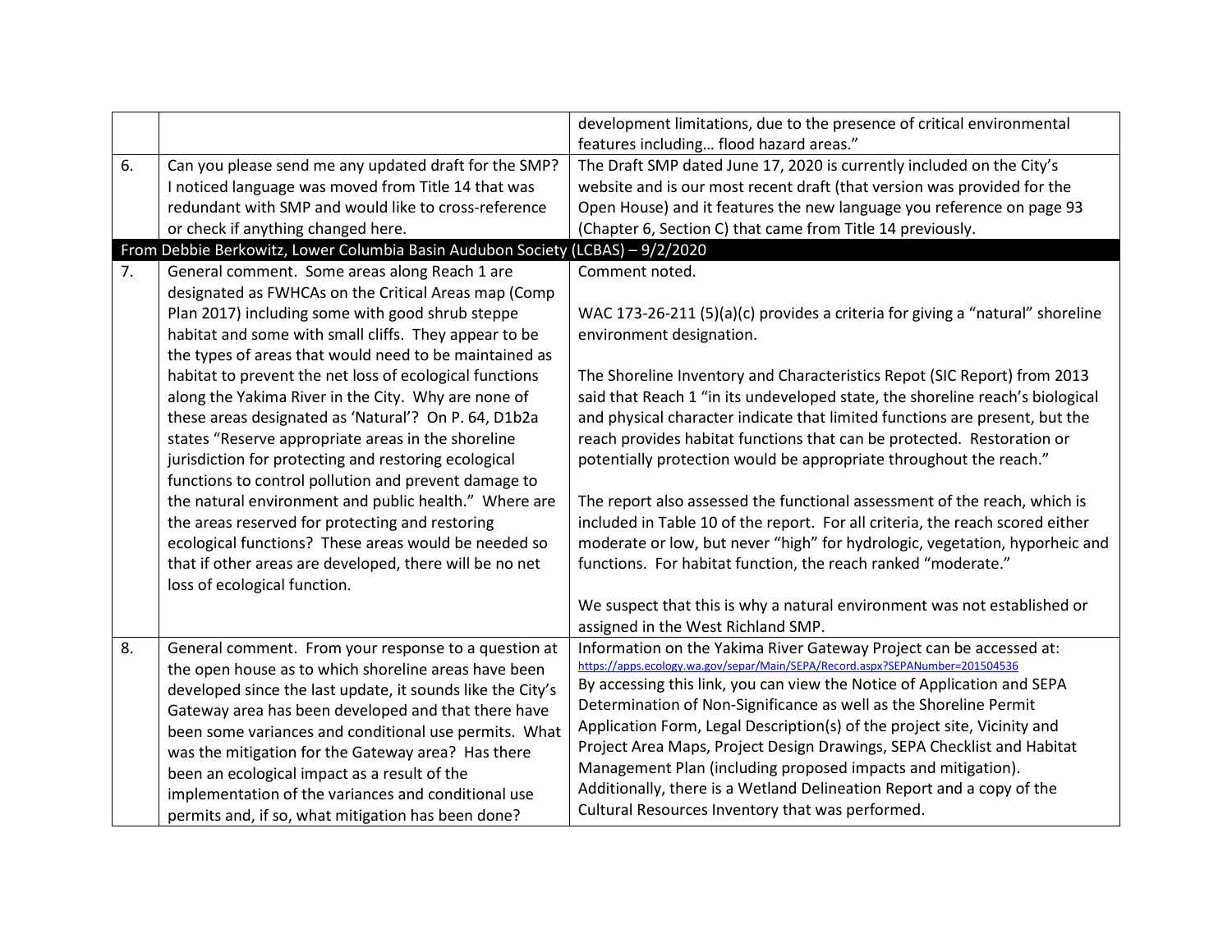| | | |
|---|---|---|
| | | development limitations, due to the presence of critical environmental features including… flood hazard areas." |
| 6. | Can you please send me any updated draft for the SMP? I noticed language was moved from Title 14 that was redundant with SMP and would like to cross-reference or check if anything changed here. | The Draft SMP dated June 17, 2020 is currently included on the City's website and is our most recent draft (that version was provided for the Open House) and it features the new language you reference on page 93 (Chapter 6, Section C) that came from Title 14 previously. |
| **From Debbie Berkowitz, Lower Columbia Basin Audubon Society (LCBAS) – 9/2/2020** | | |
| 7. | General comment. Some areas along Reach 1 are designated as FWHCAs on the Critical Areas map (Comp Plan 2017) including some with good shrub steppe habitat and some with small cliffs. They appear to be the types of areas that would need to be maintained as habitat to prevent the net loss of ecological functions along the Yakima River in the City. Why are none of these areas designated as 'Natural'? On P. 64, D1b2a states "Reserve appropriate areas in the shoreline jurisdiction for protecting and restoring ecological functions to control pollution and prevent damage to the natural environment and public health." Where are the areas reserved for protecting and restoring ecological functions? These areas would be needed so that if other areas are developed, there will be no net loss of ecological function. | Comment noted.<br><br>WAC 173-26-211 (5)(a)(c) provides a criteria for giving a "natural" shoreline environment designation.<br><br>The Shoreline Inventory and Characteristics Repot (SIC Report) from 2013 said that Reach 1 "in its undeveloped state, the shoreline reach's biological and physical character indicate that limited functions are present, but the reach provides habitat functions that can be protected. Restoration or potentially protection would be appropriate throughout the reach."<br><br>The report also assessed the functional assessment of the reach, which is included in Table 10 of the report. For all criteria, the reach scored either moderate or low, but never "high" for hydrologic, vegetation, hyporheic and functions. For habitat function, the reach ranked "moderate."<br><br>We suspect that this is why a natural environment was not established or assigned in the West Richland SMP. |
| 8. | General comment. From your response to a question at the open house as to which shoreline areas have been developed since the last update, it sounds like the City's Gateway area has been developed and that there have been some variances and conditional use permits. What was the mitigation for the Gateway area? Has there been an ecological impact as a result of the implementation of the variances and conditional use permits and, if so, what mitigation has been done? | Information on the Yakima River Gateway Project can be accessed at: https://apps.ecology.wa.gov/separ/Main/SEPA/Record.aspx?SEPANumber=201504536<br>By accessing this link, you can view the Notice of Application and SEPA Determination of Non-Significance as well as the Shoreline Permit Application Form, Legal Description(s) of the project site, Vicinity and Project Area Maps, Project Design Drawings, SEPA Checklist and Habitat Management Plan (including proposed impacts and mitigation). Additionally, there is a Wetland Delineation Report and a copy of the Cultural Resources Inventory that was performed. |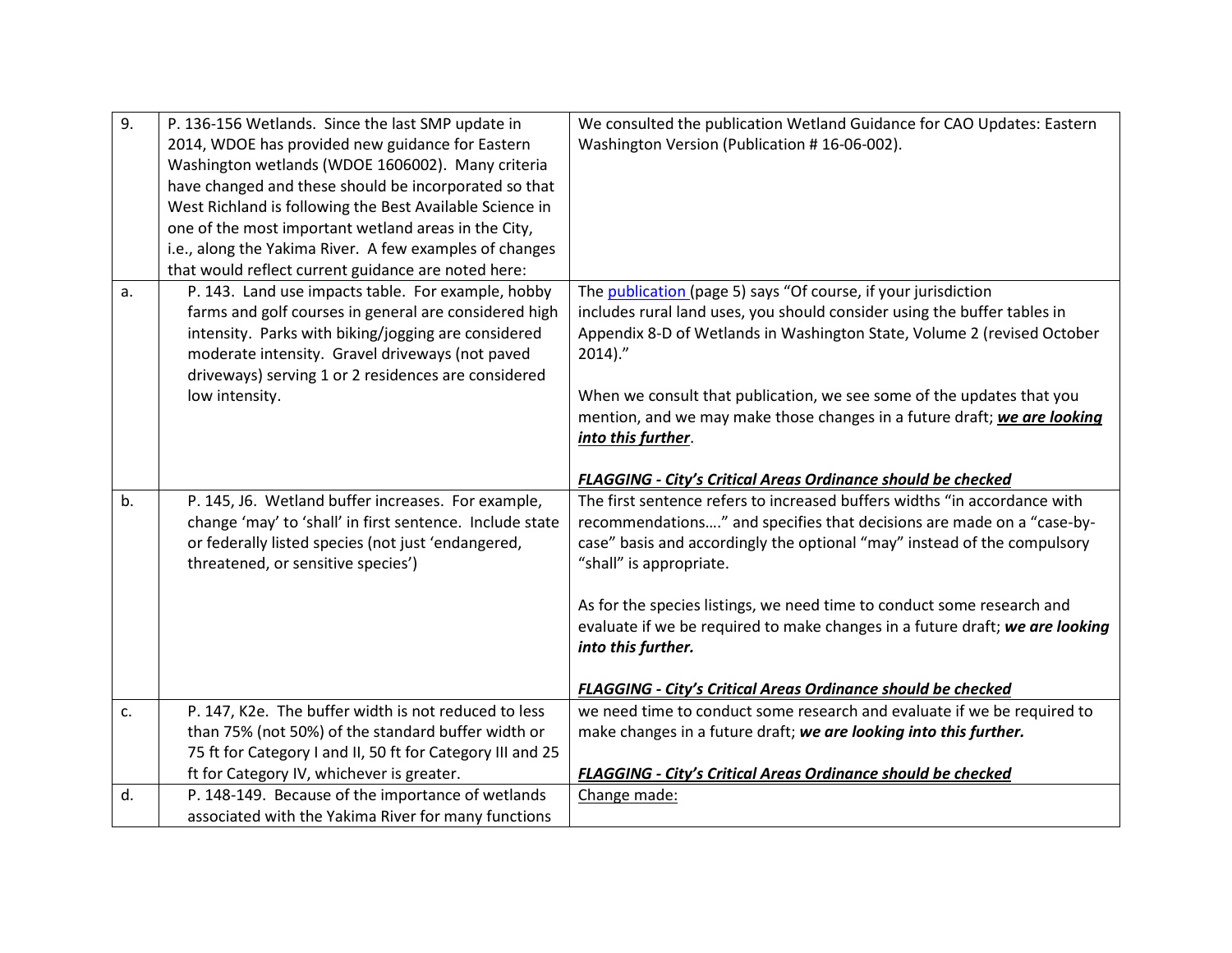| | | |
|---|---|---|
| 9. | P. 136-156 Wetlands. Since the last SMP update in 2014, WDOE has provided new guidance for Eastern Washington wetlands (WDOE 1606002). Many criteria have changed and these should be incorporated so that West Richland is following the Best Available Science in one of the most important wetland areas in the City, i.e., along the Yakima River. A few examples of changes that would reflect current guidance are noted here: | We consulted the publication Wetland Guidance for CAO Updates: Eastern Washington Version (Publication # 16-06-002). |
| a. | P. 143. Land use impacts table. For example, hobby farms and golf courses in general are considered high intensity. Parks with biking/jogging are considered moderate intensity. Gravel driveways (not paved driveways) serving 1 or 2 residences are considered low intensity. | The publication (page 5) says "Of course, if your jurisdiction includes rural land uses, you should consider using the buffer tables in Appendix 8-D of Wetlands in Washington State, Volume 2 (revised October 2014)."<br><br>When we consult that publication, we see some of the updates that you mention, and we may make those changes in a future draft; ***<u>we are looking into this further</u>***.<br><br>***<u>FLAGGING - City's Critical Areas Ordinance should be checked</u>*** |
| b. | P. 145, J6. Wetland buffer increases. For example, change 'may' to 'shall' in first sentence. Include state or federally listed species (not just 'endangered, threatened, or sensitive species') | The first sentence refers to increased buffers widths "in accordance with recommendations…." and specifies that decisions are made on a "case-by-case" basis and accordingly the optional "may" instead of the compulsory "shall" is appropriate.<br><br>As for the species listings, we need time to conduct some research and evaluate if we be required to make changes in a future draft; ***we are looking into this further.***<br><br>***<u>FLAGGING - City's Critical Areas Ordinance should be checked</u>*** |
| c. | P. 147, K2e. The buffer width is not reduced to less than 75% (not 50%) of the standard buffer width or 75 ft for Category I and II, 50 ft for Category III and 25 ft for Category IV, whichever is greater. | we need time to conduct some research and evaluate if we be required to make changes in a future draft; ***we are looking into this further.***<br><br>***<u>FLAGGING - City's Critical Areas Ordinance should be checked</u>*** |
| d. | P. 148-149. Because of the importance of wetlands associated with the Yakima River for many functions | <u>Change made:</u> |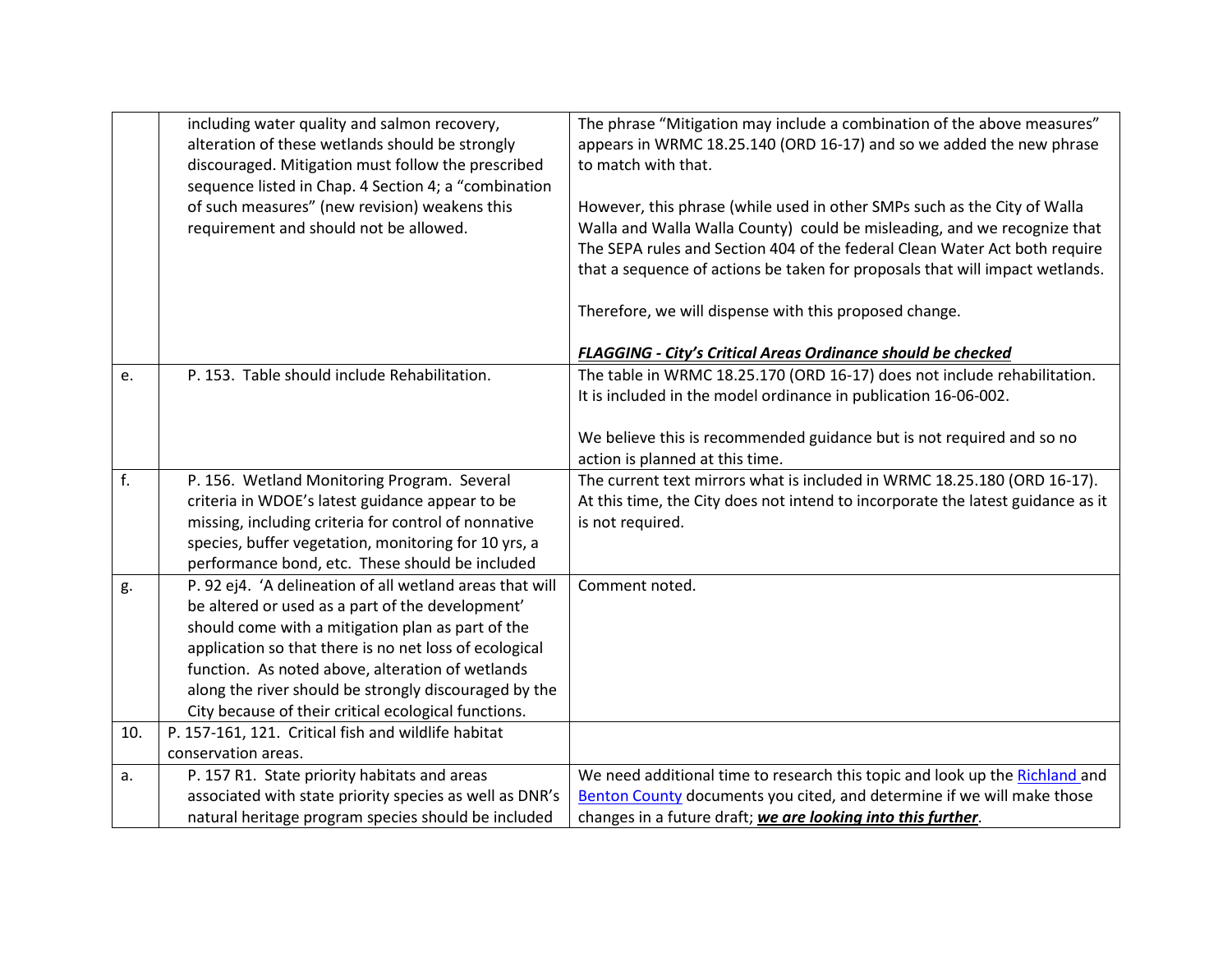| | | |
|---|---|---|
| | including water quality and salmon recovery, alteration of these wetlands should be strongly discouraged. Mitigation must follow the prescribed sequence listed in Chap. 4 Section 4; a "combination of such measures" (new revision) weakens this requirement and should not be allowed. | The phrase "Mitigation may include a combination of the above measures" appears in WRMC 18.25.140 (ORD 16-17) and so we added the new phrase to match with that.<br><br>However, this phrase (while used in other SMPs such as the City of Walla Walla and Walla Walla County) could be misleading, and we recognize that The SEPA rules and Section 404 of the federal Clean Water Act both require that a sequence of actions be taken for proposals that will impact wetlands.<br><br>Therefore, we will dispense with this proposed change.<br><br>***FLAGGING - City's Critical Areas Ordinance should be checked*** |
| e. | P. 153. Table should include Rehabilitation. | The table in WRMC 18.25.170 (ORD 16-17) does not include rehabilitation. It is included in the model ordinance in publication 16-06-002.<br><br>We believe this is recommended guidance but is not required and so no action is planned at this time. |
| f. | P. 156. Wetland Monitoring Program. Several criteria in WDOE's latest guidance appear to be missing, including criteria for control of nonnative species, buffer vegetation, monitoring for 10 yrs, a performance bond, etc. These should be included | The current text mirrors what is included in WRMC 18.25.180 (ORD 16-17). At this time, the City does not intend to incorporate the latest guidance as it is not required. |
| g. | P. 92 ej4. 'A delineation of all wetland areas that will be altered or used as a part of the development' should come with a mitigation plan as part of the application so that there is no net loss of ecological function. As noted above, alteration of wetlands along the river should be strongly discouraged by the City because of their critical ecological functions. | Comment noted. |
| 10. | P. 157-161, 121. Critical fish and wildlife habitat conservation areas. | |
| a. | P. 157 R1. State priority habitats and areas associated with state priority species as well as DNR's natural heritage program species should be included | We need additional time to research this topic and look up the Richland and Benton County documents you cited, and determine if we will make those changes in a future draft; ***we are looking into this further***. |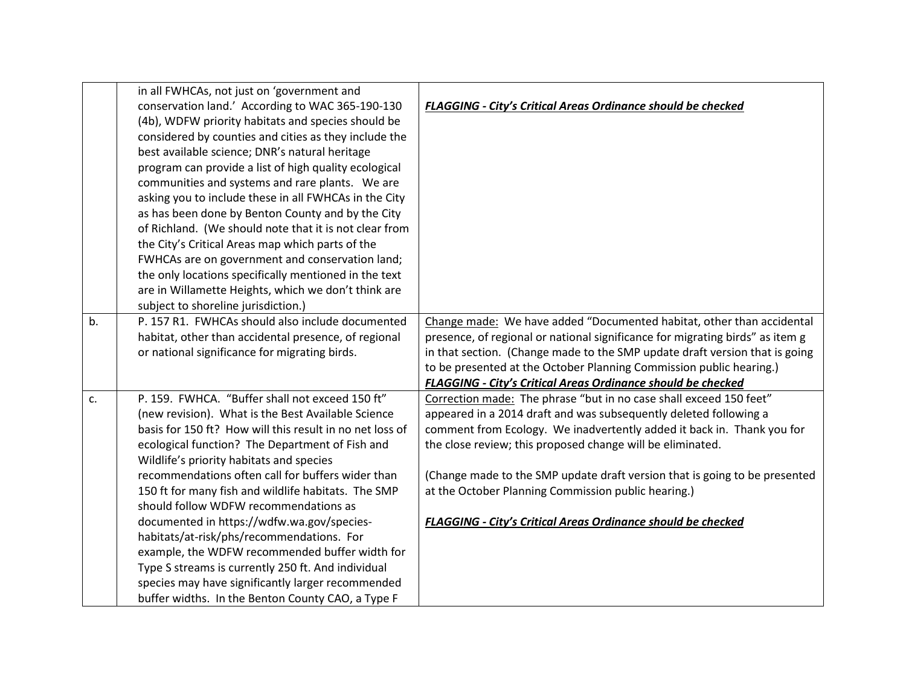| | | |
|---|---|---|
| | in all FWHCAs, not just on 'government and conservation land.' According to WAC 365-190-130 (4b), WDFW priority habitats and species should be considered by counties and cities as they include the best available science; DNR's natural heritage program can provide a list of high quality ecological communities and systems and rare plants. We are asking you to include these in all FWHCAs in the City as has been done by Benton County and by the City of Richland. (We should note that it is not clear from the City's Critical Areas map which parts of the FWHCAs are on government and conservation land; the only locations specifically mentioned in the text are in Willamette Heights, which we don't think are subject to shoreline jurisdiction.) | ***FLAGGING - City's Critical Areas Ordinance should be checked*** |
| b. | P. 157 R1. FWHCAs should also include documented habitat, other than accidental presence, of regional or national significance for migrating birds. | Change made: We have added "Documented habitat, other than accidental presence, of regional or national significance for migrating birds" as item g in that section. (Change made to the SMP update draft version that is going to be presented at the October Planning Commission public hearing.) ***FLAGGING - City's Critical Areas Ordinance should be checked*** |
| c. | P. 159. FWHCA. "Buffer shall not exceed 150 ft" (new revision). What is the Best Available Science basis for 150 ft? How will this result in no net loss of ecological function? The Department of Fish and Wildlife's priority habitats and species recommendations often call for buffers wider than 150 ft for many fish and wildlife habitats. The SMP should follow WDFW recommendations as documented in https://wdfw.wa.gov/species-habitats/at-risk/phs/recommendations. For example, the WDFW recommended buffer width for Type S streams is currently 250 ft. And individual species may have significantly larger recommended buffer widths. In the Benton County CAO, a Type F | Correction made: The phrase "but in no case shall exceed 150 feet" appeared in a 2014 draft and was subsequently deleted following a comment from Ecology. We inadvertently added it back in. Thank you for the close review; this proposed change will be eliminated.<br><br>(Change made to the SMP update draft version that is going to be presented at the October Planning Commission public hearing.)<br><br>***FLAGGING - City's Critical Areas Ordinance should be checked*** |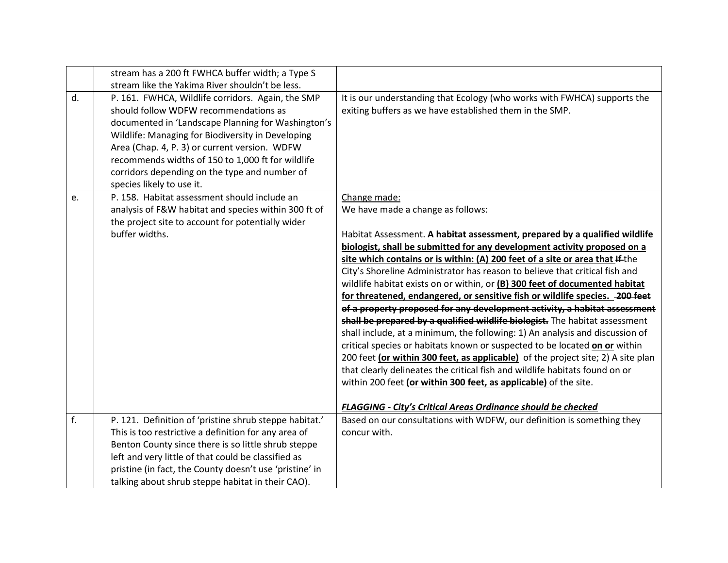| | | |
|---|---|---|
| | stream has a 200 ft FWHCA buffer width; a Type S stream like the Yakima River shouldn't be less. | |
| d. | P. 161. FWHCA, Wildlife corridors. Again, the SMP should follow WDFW recommendations as documented in 'Landscape Planning for Washington's Wildlife: Managing for Biodiversity in Developing Area (Chap. 4, P. 3) or current version. WDFW recommends widths of 150 to 1,000 ft for wildlife corridors depending on the type and number of species likely to use it. | It is our understanding that Ecology (who works with FWHCA) supports the exiting buffers as we have established them in the SMP. |
| e. | P. 158. Habitat assessment should include an analysis of F&W habitat and species within 300 ft of the project site to account for potentially wider buffer widths. | <u>Change made:</u><br>We have made a change as follows:<br><br>Habitat Assessment. **<u>A habitat assessment, prepared by a qualified wildlife biologist, shall be submitted for any development activity proposed on a site which contains or is within: (A) 200 feet of a site or area that</u>** ~~If~~ the City's Shoreline Administrator has reason to believe that critical fish and wildlife habitat exists on or within, or **<u>(B) 300 feet of documented habitat for threatened, endangered, or sensitive fish or wildlife species.</u>** ~~**200 feet of a property proposed for any development activity, a habitat assessment shall be prepared by a qualified wildlife biologist.**~~ The habitat assessment shall include, at a minimum, the following: 1) An analysis and discussion of critical species or habitats known or suspected to be located **<u>on or</u>** within 200 feet **<u>(or within 300 feet, as applicable)</u>** of the project site; 2) A site plan that clearly delineates the critical fish and wildlife habitats found on or within 200 feet **<u>(or within 300 feet, as applicable)</u>** of the site.<br><br>***<u>FLAGGING - City's Critical Areas Ordinance should be checked</u>*** |
| f. | P. 121. Definition of 'pristine shrub steppe habitat.' This is too restrictive a definition for any area of Benton County since there is so little shrub steppe left and very little of that could be classified as pristine (in fact, the County doesn't use 'pristine' in talking about shrub steppe habitat in their CAO). | Based on our consultations with WDFW, our definition is something they concur with. |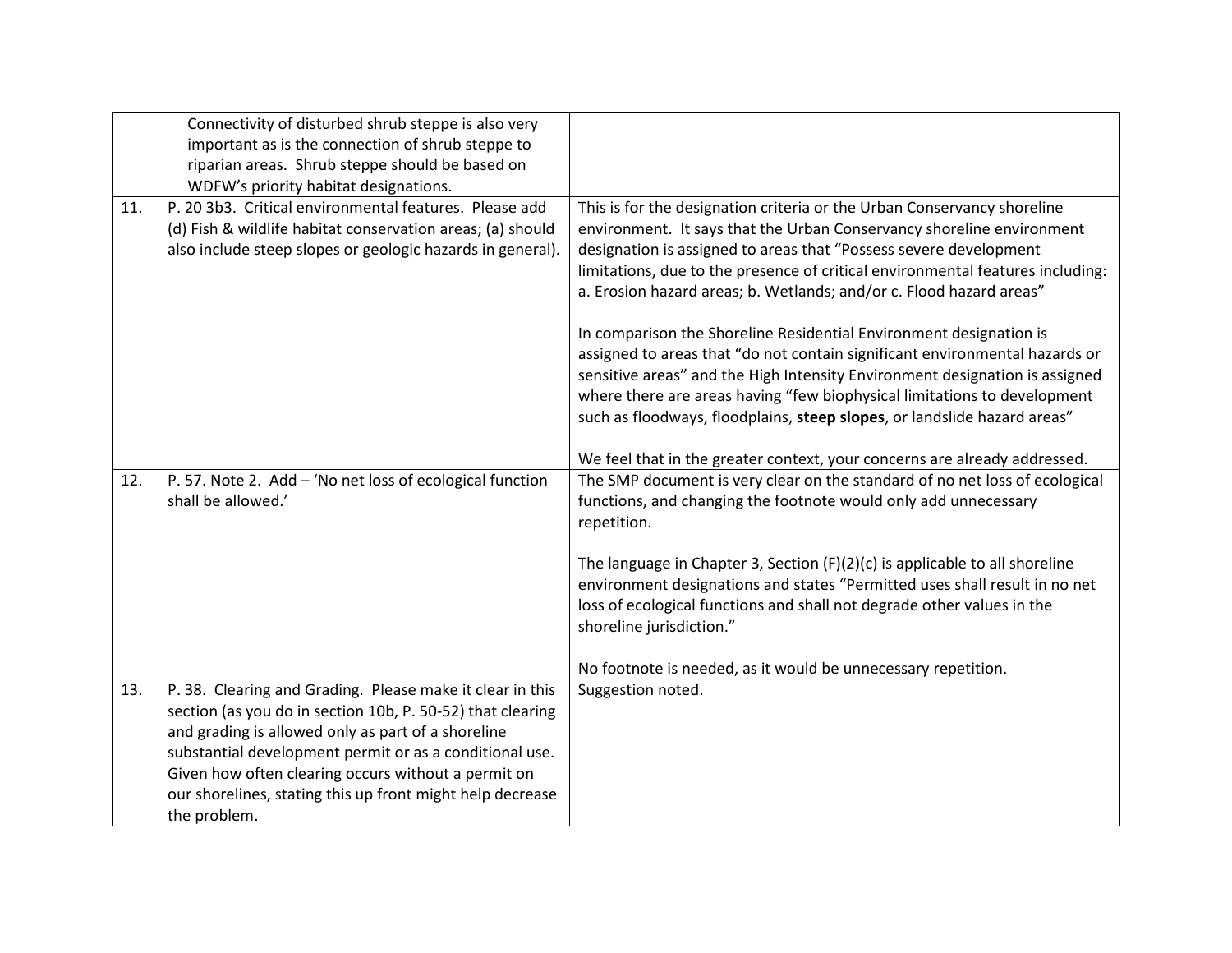| | | |
|---|---|---|
| | Connectivity of disturbed shrub steppe is also very important as is the connection of shrub steppe to riparian areas. Shrub steppe should be based on WDFW's priority habitat designations. | |
| 11. | P. 20 3b3. Critical environmental features. Please add (d) Fish & wildlife habitat conservation areas; (a) should also include steep slopes or geologic hazards in general). | This is for the designation criteria or the Urban Conservancy shoreline environment. It says that the Urban Conservancy shoreline environment designation is assigned to areas that "Possess severe development limitations, due to the presence of critical environmental features including: a. Erosion hazard areas; b. Wetlands; and/or c. Flood hazard areas"<br><br>In comparison the Shoreline Residential Environment designation is assigned to areas that "do not contain significant environmental hazards or sensitive areas" and the High Intensity Environment designation is assigned where there are areas having "few biophysical limitations to development such as floodways, floodplains, **steep slopes**, or landslide hazard areas"<br><br>We feel that in the greater context, your concerns are already addressed. |
| 12. | P. 57. Note 2. Add – 'No net loss of ecological function shall be allowed.' | The SMP document is very clear on the standard of no net loss of ecological functions, and changing the footnote would only add unnecessary repetition.<br><br>The language in Chapter 3, Section (F)(2)(c) is applicable to all shoreline environment designations and states "Permitted uses shall result in no net loss of ecological functions and shall not degrade other values in the shoreline jurisdiction."<br><br>No footnote is needed, as it would be unnecessary repetition. |
| 13. | P. 38. Clearing and Grading. Please make it clear in this section (as you do in section 10b, P. 50-52) that clearing and grading is allowed only as part of a shoreline substantial development permit or as a conditional use. Given how often clearing occurs without a permit on our shorelines, stating this up front might help decrease the problem. | Suggestion noted. |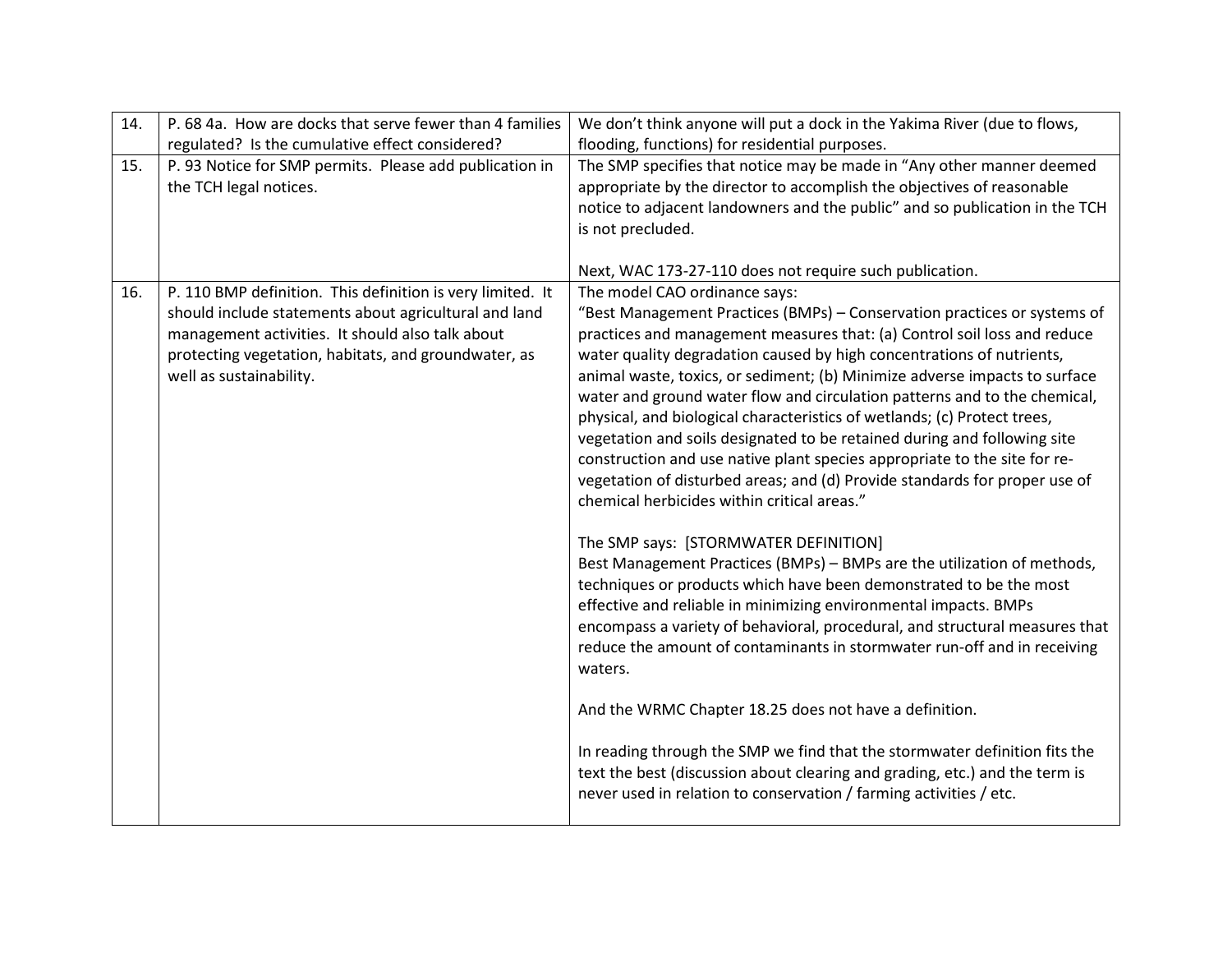| | | |
|---|---|---|
| 14. | P. 68 4a. How are docks that serve fewer than 4 families regulated? Is the cumulative effect considered? | We don't think anyone will put a dock in the Yakima River (due to flows, flooding, functions) for residential purposes. |
| 15. | P. 93 Notice for SMP permits. Please add publication in the TCH legal notices. | The SMP specifies that notice may be made in "Any other manner deemed appropriate by the director to accomplish the objectives of reasonable notice to adjacent landowners and the public" and so publication in the TCH is not precluded.<br><br>Next, WAC 173-27-110 does not require such publication. |
| 16. | P. 110 BMP definition. This definition is very limited. It should include statements about agricultural and land management activities. It should also talk about protecting vegetation, habitats, and groundwater, as well as sustainability. | The model CAO ordinance says:<br>"Best Management Practices (BMPs) – Conservation practices or systems of practices and management measures that: (a) Control soil loss and reduce water quality degradation caused by high concentrations of nutrients, animal waste, toxics, or sediment; (b) Minimize adverse impacts to surface water and ground water flow and circulation patterns and to the chemical, physical, and biological characteristics of wetlands; (c) Protect trees, vegetation and soils designated to be retained during and following site construction and use native plant species appropriate to the site for re-vegetation of disturbed areas; and (d) Provide standards for proper use of chemical herbicides within critical areas."<br><br>The SMP says: [STORMWATER DEFINITION]<br>Best Management Practices (BMPs) – BMPs are the utilization of methods, techniques or products which have been demonstrated to be the most effective and reliable in minimizing environmental impacts. BMPs encompass a variety of behavioral, procedural, and structural measures that reduce the amount of contaminants in stormwater run-off and in receiving waters.<br><br>And the WRMC Chapter 18.25 does not have a definition.<br><br>In reading through the SMP we find that the stormwater definition fits the text the best (discussion about clearing and grading, etc.) and the term is never used in relation to conservation / farming activities / etc. |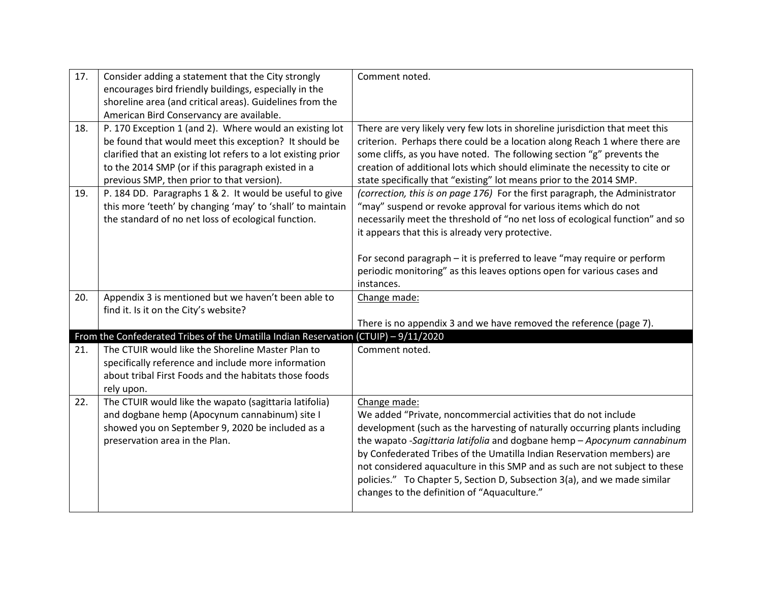| | | |
|---|---|---|
| 17. | Consider adding a statement that the City strongly encourages bird friendly buildings, especially in the shoreline area (and critical areas). Guidelines from the American Bird Conservancy are available. | Comment noted. |
| 18. | P. 170 Exception 1 (and 2). Where would an existing lot be found that would meet this exception? It should be clarified that an existing lot refers to a lot existing prior to the 2014 SMP (or if this paragraph existed in a previous SMP, then prior to that version). | There are very likely very few lots in shoreline jurisdiction that meet this criterion. Perhaps there could be a location along Reach 1 where there are some cliffs, as you have noted. The following section "g" prevents the creation of additional lots which should eliminate the necessity to cite or state specifically that "existing" lot means prior to the 2014 SMP. |
| 19. | P. 184 DD. Paragraphs 1 & 2. It would be useful to give this more 'teeth' by changing 'may' to 'shall' to maintain the standard of no net loss of ecological function. | *(correction, this is on page 176)* For the first paragraph, the Administrator "may" suspend or revoke approval for various items which do not necessarily meet the threshold of "no net loss of ecological function" and so it appears that this is already very protective.<br><br>For second paragraph – it is preferred to leave "may require or perform periodic monitoring" as this leaves options open for various cases and instances. |
| 20. | Appendix 3 is mentioned but we haven't been able to find it. Is it on the City's website? | Change made:<br><br>There is no appendix 3 and we have removed the reference (page 7). |
| **From the Confederated Tribes of the Umatilla Indian Reservation (CTUIP) – 9/11/2020** | | |
| 21. | The CTUIR would like the Shoreline Master Plan to specifically reference and include more information about tribal First Foods and the habitats those foods rely upon. | Comment noted. |
| 22. | The CTUIR would like the wapato (sagittaria latifolia) and dogbane hemp (Apocynum cannabinum) site I showed you on September 9, 2020 be included as a preservation area in the Plan. | Change made:<br>We added "Private, noncommercial activities that do not include development (such as the harvesting of naturally occurring plants including the wapato -*Sagittaria latifolia* and dogbane hemp – *Apocynum cannabinum* by Confederated Tribes of the Umatilla Indian Reservation members) are not considered aquaculture in this SMP and as such are not subject to these policies." To Chapter 5, Section D, Subsection 3(a), and we made similar changes to the definition of "Aquaculture." |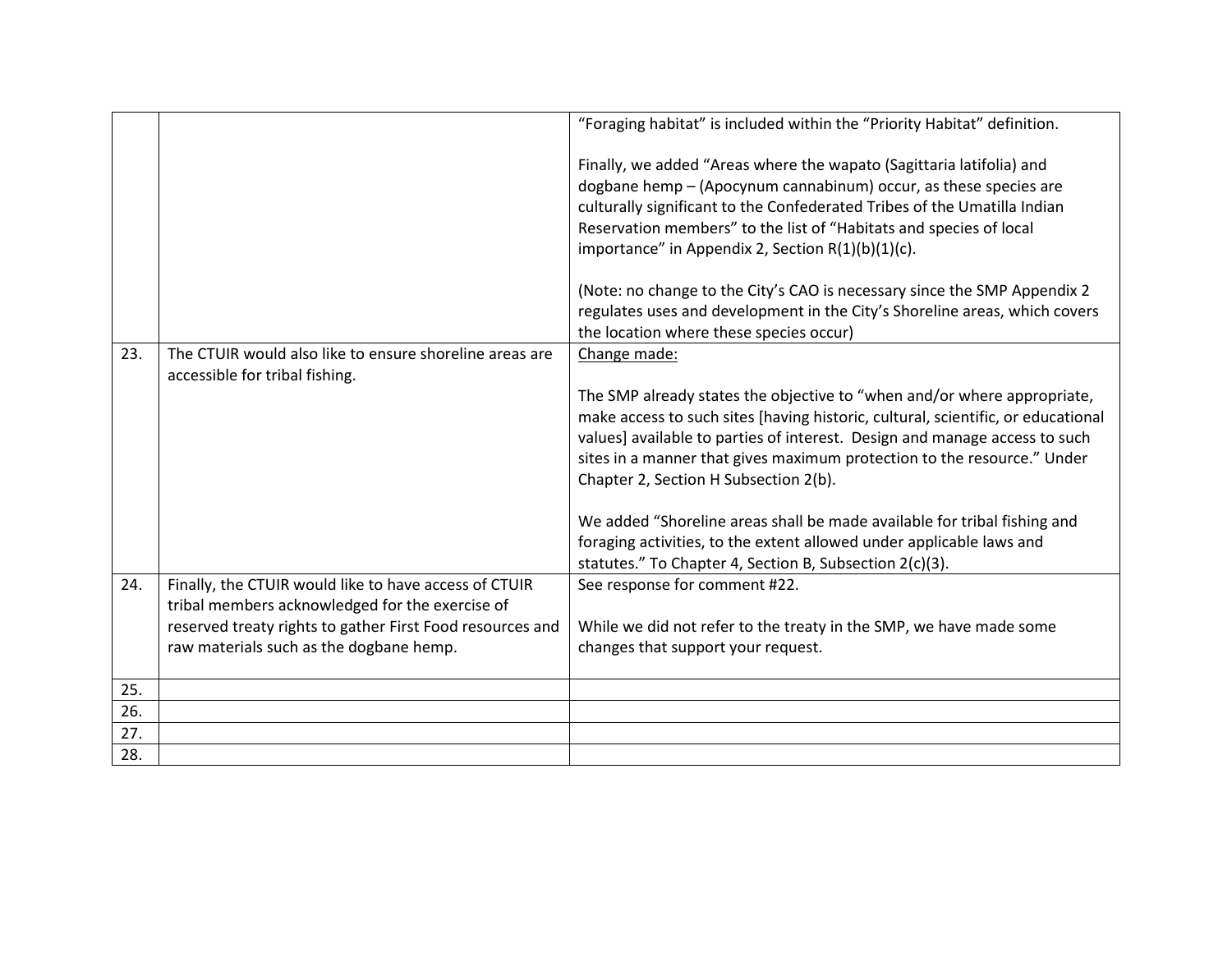| | | |
|---|---|---|
| | | "Foraging habitat" is included within the "Priority Habitat" definition.<br><br>Finally, we added "Areas where the wapato (Sagittaria latifolia) and dogbane hemp – (Apocynum cannabinum) occur, as these species are culturally significant to the Confederated Tribes of the Umatilla Indian Reservation members" to the list of "Habitats and species of local importance" in Appendix 2, Section R(1)(b)(1)(c).<br><br>(Note: no change to the City's CAO is necessary since the SMP Appendix 2 regulates uses and development in the City's Shoreline areas, which covers the location where these species occur) |
| 23. | The CTUIR would also like to ensure shoreline areas are accessible for tribal fishing. | Change made:<br><br>The SMP already states the objective to "when and/or where appropriate, make access to such sites [having historic, cultural, scientific, or educational values] available to parties of interest. Design and manage access to such sites in a manner that gives maximum protection to the resource." Under Chapter 2, Section H Subsection 2(b).<br><br>We added "Shoreline areas shall be made available for tribal fishing and foraging activities, to the extent allowed under applicable laws and statutes." To Chapter 4, Section B, Subsection 2(c)(3). |
| 24. | Finally, the CTUIR would like to have access of CTUIR tribal members acknowledged for the exercise of reserved treaty rights to gather First Food resources and raw materials such as the dogbane hemp. | See response for comment #22.<br><br>While we did not refer to the treaty in the SMP, we have made some changes that support your request. |
| 25. | | |
| 26. | | |
| 27. | | |
| 28. | | |